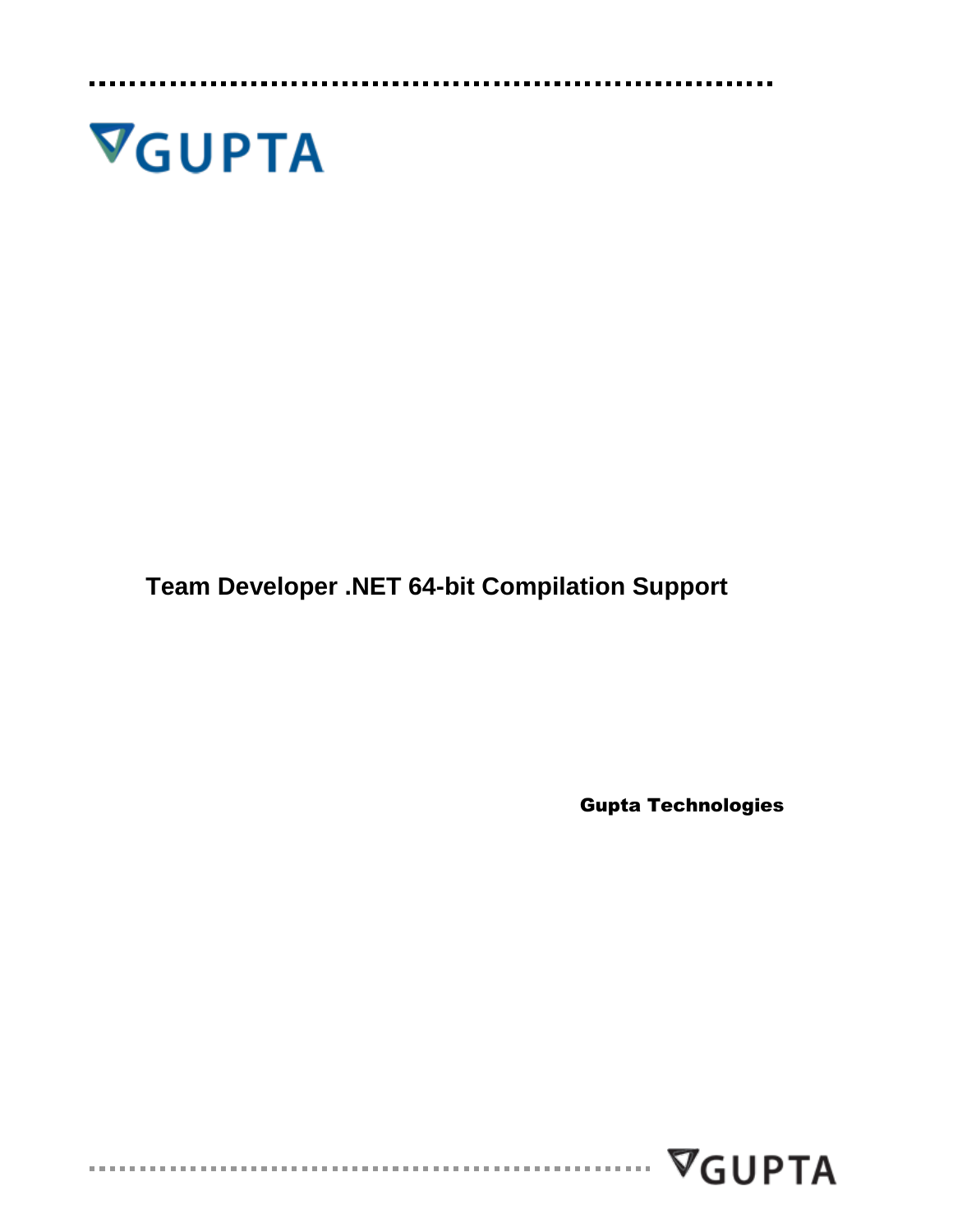GUPTA

# Team Developer .NET 64-bit Compilation Support

**Gupta Technologies**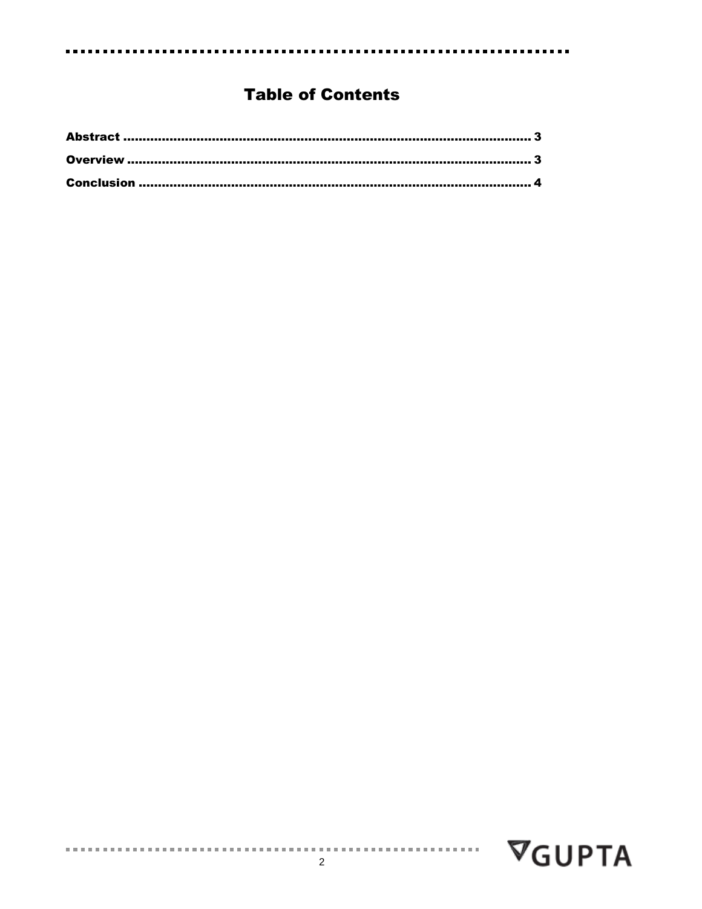# Table of Contents

**Abstract** ........................................................................................................ **3**

**Overview** ....................................................................................................... **3**

**Conclusion** ..................................................................................................... **4**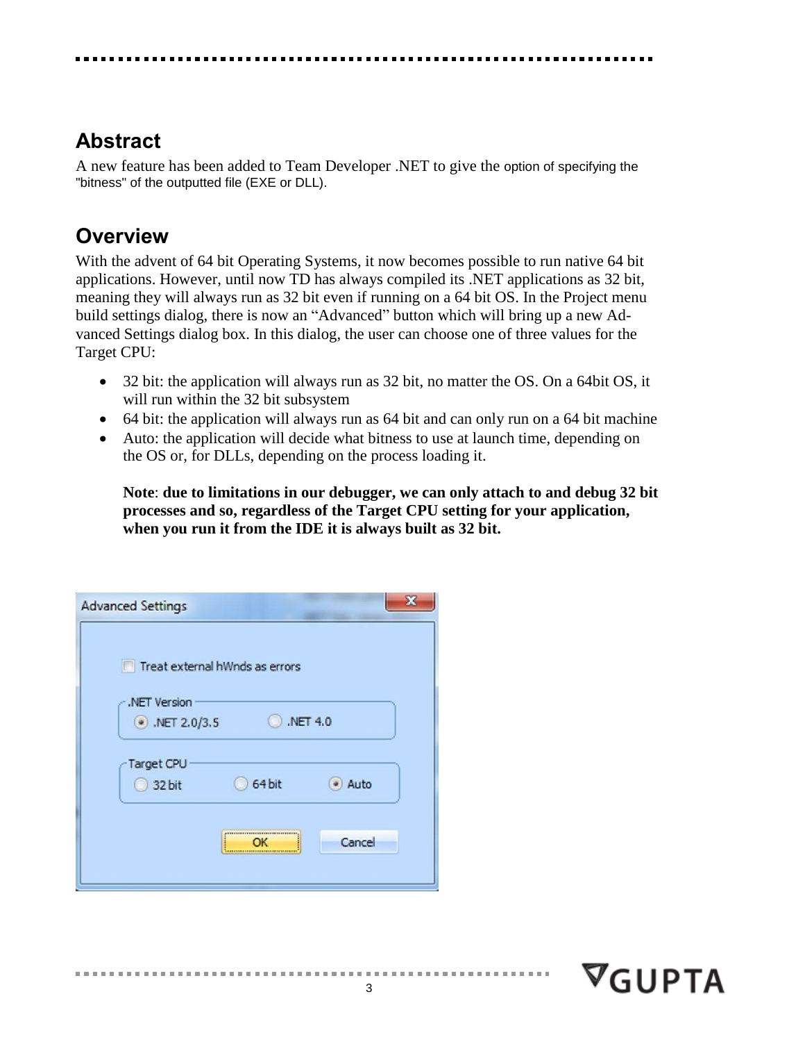## Abstract

A new feature has been added to Team Developer .NET to give the option of specifying the "bitness" of the outputted file (EXE or DLL).

## Overview

With the advent of 64 bit Operating Systems, it now becomes possible to run native 64 bit applications. However, until now TD has always compiled its .NET applications as 32 bit, meaning they will always run as 32 bit even if running on a 64 bit OS. In the Project menu build settings dialog, there is now an "Advanced" button which will bring up a new Advanced Settings dialog box. In this dialog, the user can choose one of three values for the Target CPU:

- 32 bit: the application will always run as 32 bit, no matter the OS. On a 64bit OS, it will run within the 32 bit subsystem
- 64 bit: the application will always run as 64 bit and can only run on a 64 bit machine
- Auto: the application will decide what bitness to use at launch time, depending on the OS or, for DLLs, depending on the process loading it.

  **Note**: **due to limitations in our debugger, we can only attach to and debug 32 bit processes and so, regardless of the Target CPU setting for your application, when you run it from the IDE it is always built as 32 bit.**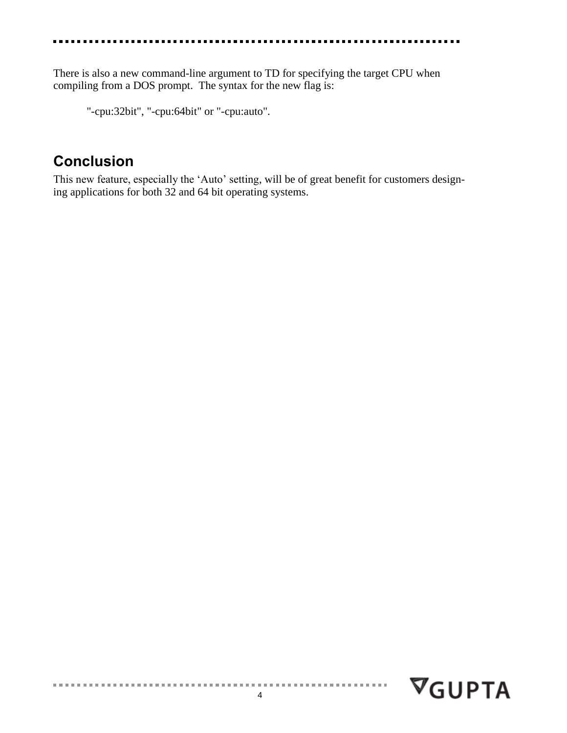There is also a new command-line argument to TD for specifying the target CPU when compiling from a DOS prompt.  The syntax for the new flag is:

"-cpu:32bit", "-cpu:64bit" or "-cpu:auto".

## Conclusion

This new feature, especially the 'Auto' setting, will be of great benefit for customers designing applications for both 32 and 64 bit operating systems.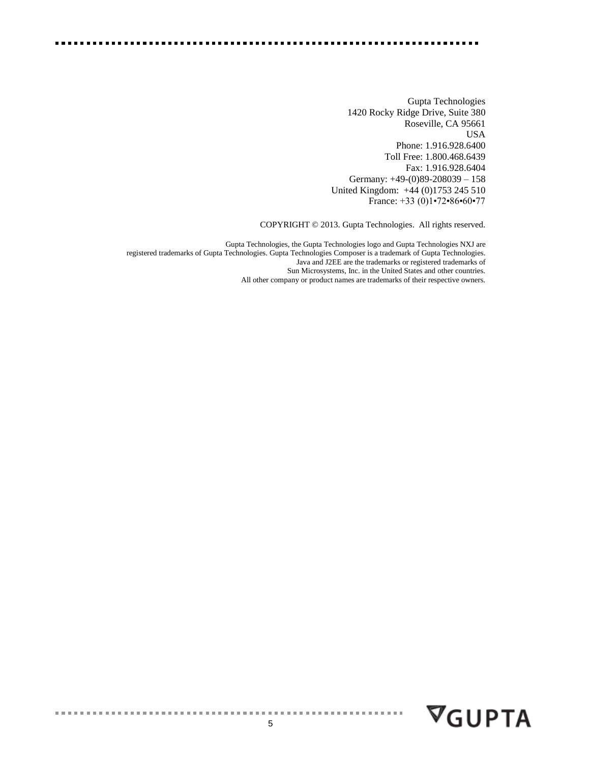Gupta Technologies
1420 Rocky Ridge Drive, Suite 380
Roseville, CA 95661
USA
Phone: 1.916.928.6400
Toll Free: 1.800.468.6439
Fax: 1.916.928.6404
Germany: +49-(0)89-208039 – 158
United Kingdom: +44 (0)1753 245 510
France: +33 (0)1•72•86•60•77

COPYRIGHT © 2013. Gupta Technologies. All rights reserved.

Gupta Technologies, the Gupta Technologies logo and Gupta Technologies NXJ are
registered trademarks of Gupta Technologies. Gupta Technologies Composer is a trademark of Gupta Technologies.
Java and J2EE are the trademarks or registered trademarks of
Sun Microsystems, Inc. in the United States and other countries.
All other company or product names are trademarks of their respective owners.